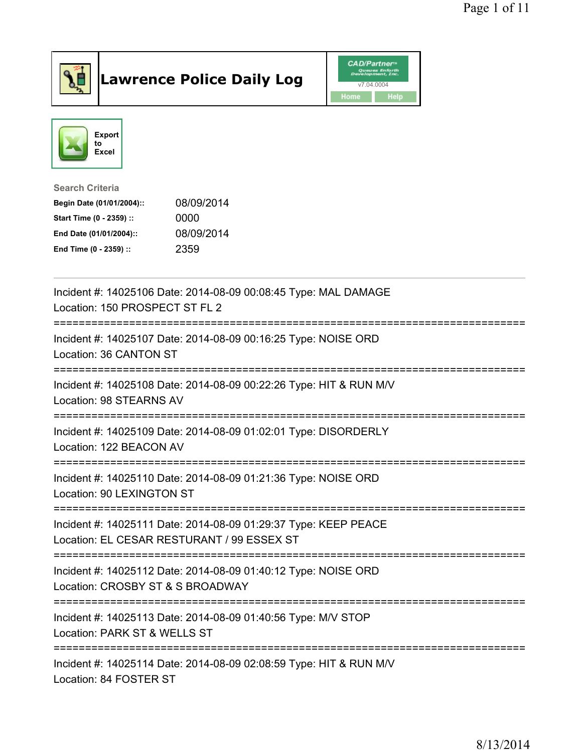# Lawrence Police Daily Log

Export to Excel

**Search Criteria**

| | |
|---|---|
| **Begin Date (01/01/2004)::** | 08/09/2014 |
| **Start Time (0 - 2359) ::** | 0000 |
| **End Date (01/01/2004)::** | 08/09/2014 |
| **End Time (0 - 2359) ::** | 2359 |

---

Incident #: 14025106 Date: 2014-08-09 00:08:45 Type: MAL DAMAGE
Location: 150 PROSPECT ST FL 2

===========================================================================

Incident #: 14025107 Date: 2014-08-09 00:16:25 Type: NOISE ORD
Location: 36 CANTON ST

===========================================================================

Incident #: 14025108 Date: 2014-08-09 00:22:26 Type: HIT & RUN M/V
Location: 98 STEARNS AV

===========================================================================

Incident #: 14025109 Date: 2014-08-09 01:02:01 Type: DISORDERLY
Location: 122 BEACON AV

===========================================================================

Incident #: 14025110 Date: 2014-08-09 01:21:36 Type: NOISE ORD
Location: 90 LEXINGTON ST

===========================================================================

Incident #: 14025111 Date: 2014-08-09 01:29:37 Type: KEEP PEACE
Location: EL CESAR RESTURANT / 99 ESSEX ST

===========================================================================

Incident #: 14025112 Date: 2014-08-09 01:40:12 Type: NOISE ORD
Location: CROSBY ST & S BROADWAY

===========================================================================

Incident #: 14025113 Date: 2014-08-09 01:40:56 Type: M/V STOP
Location: PARK ST & WELLS ST

===========================================================================

Incident #: 14025114 Date: 2014-08-09 02:08:59 Type: HIT & RUN M/V
Location: 84 FOSTER ST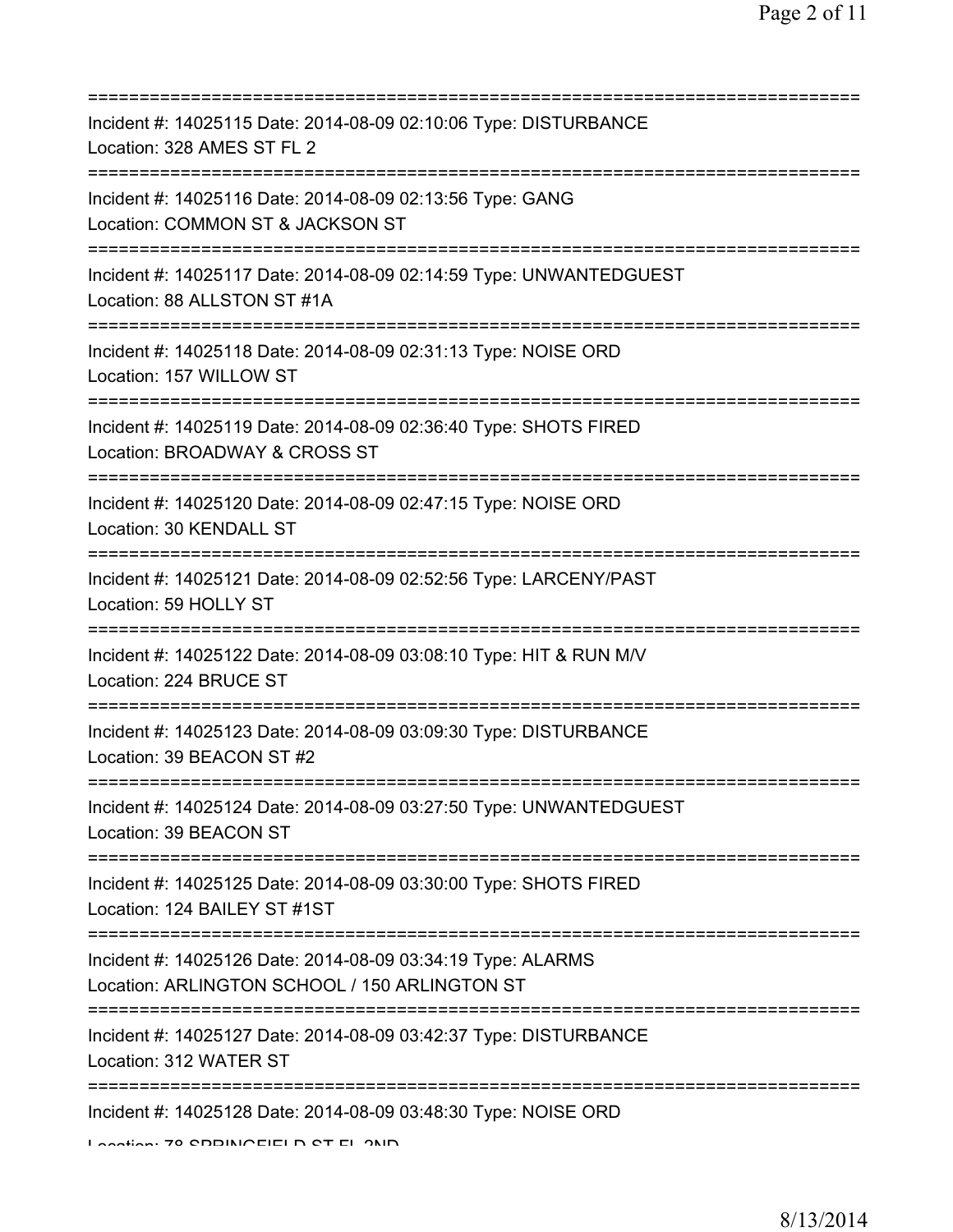===========================================================================

Incident #: 14025115 Date: 2014-08-09 02:10:06 Type: DISTURBANCE
Location: 328 AMES ST FL 2

===========================================================================

Incident #: 14025116 Date: 2014-08-09 02:13:56 Type: GANG
Location: COMMON ST & JACKSON ST

===========================================================================

Incident #: 14025117 Date: 2014-08-09 02:14:59 Type: UNWANTEDGUEST
Location: 88 ALLSTON ST #1A

===========================================================================

Incident #: 14025118 Date: 2014-08-09 02:31:13 Type: NOISE ORD
Location: 157 WILLOW ST

===========================================================================

Incident #: 14025119 Date: 2014-08-09 02:36:40 Type: SHOTS FIRED
Location: BROADWAY & CROSS ST

===========================================================================

Incident #: 14025120 Date: 2014-08-09 02:47:15 Type: NOISE ORD
Location: 30 KENDALL ST

===========================================================================

Incident #: 14025121 Date: 2014-08-09 02:52:56 Type: LARCENY/PAST
Location: 59 HOLLY ST

===========================================================================

Incident #: 14025122 Date: 2014-08-09 03:08:10 Type: HIT & RUN M/V
Location: 224 BRUCE ST

===========================================================================

Incident #: 14025123 Date: 2014-08-09 03:09:30 Type: DISTURBANCE
Location: 39 BEACON ST #2

===========================================================================

Incident #: 14025124 Date: 2014-08-09 03:27:50 Type: UNWANTEDGUEST
Location: 39 BEACON ST

===========================================================================

Incident #: 14025125 Date: 2014-08-09 03:30:00 Type: SHOTS FIRED
Location: 124 BAILEY ST #1ST

===========================================================================

Incident #: 14025126 Date: 2014-08-09 03:34:19 Type: ALARMS
Location: ARLINGTON SCHOOL / 150 ARLINGTON ST

===========================================================================

Incident #: 14025127 Date: 2014-08-09 03:42:37 Type: DISTURBANCE
Location: 312 WATER ST

===========================================================================

Incident #: 14025128 Date: 2014-08-09 03:48:30 Type: NOISE ORD
Location: 78 SPRINGFIELD ST FL 2ND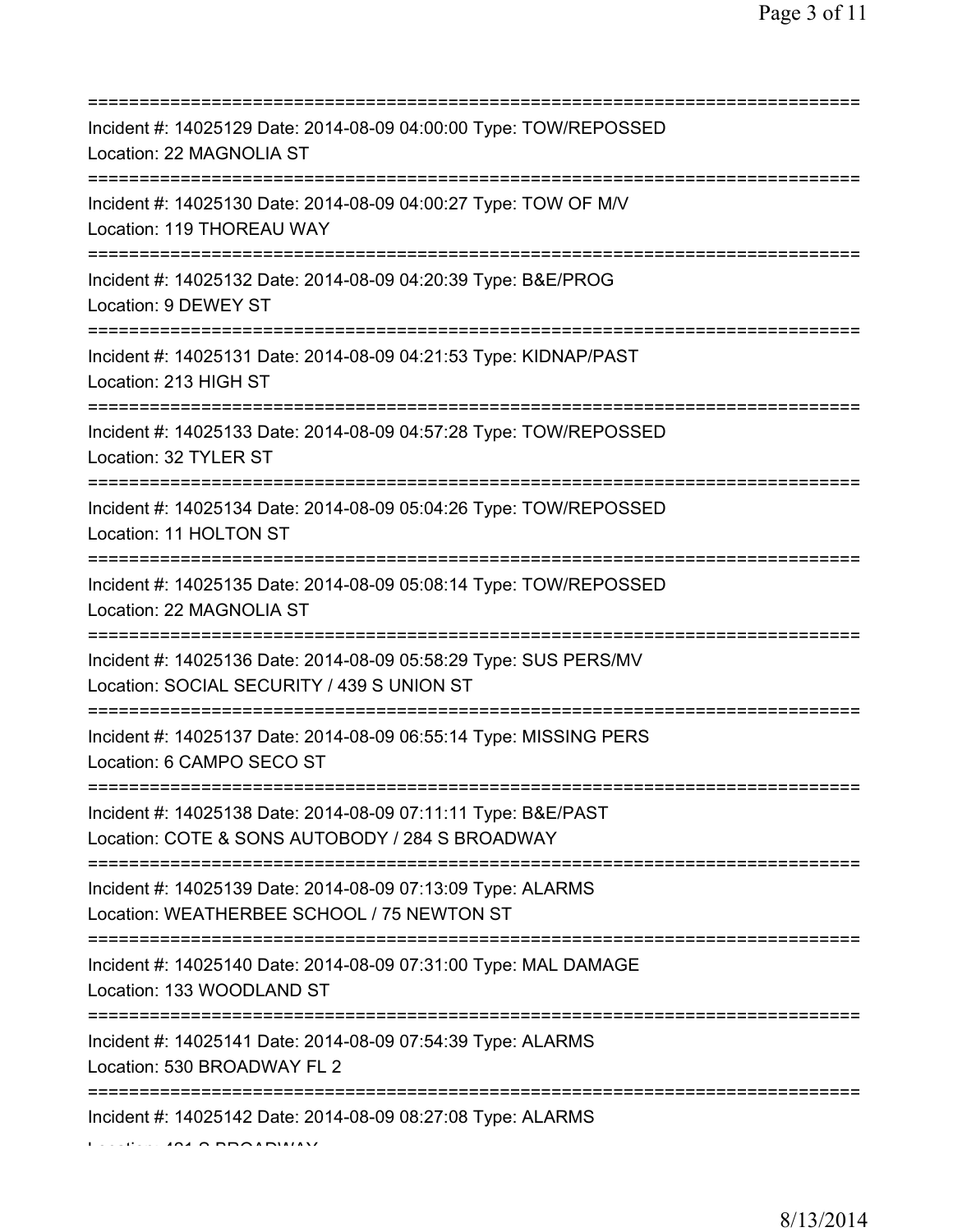Incident #: 14025129 Date: 2014-08-09 04:00:00 Type: TOW/REPOSSED
Location: 22 MAGNOLIA ST

---

Incident #: 14025130 Date: 2014-08-09 04:00:27 Type: TOW OF M/V
Location: 119 THOREAU WAY

---

Incident #: 14025132 Date: 2014-08-09 04:20:39 Type: B&E/PROG
Location: 9 DEWEY ST

---

Incident #: 14025131 Date: 2014-08-09 04:21:53 Type: KIDNAP/PAST
Location: 213 HIGH ST

---

Incident #: 14025133 Date: 2014-08-09 04:57:28 Type: TOW/REPOSSED
Location: 32 TYLER ST

---

Incident #: 14025134 Date: 2014-08-09 05:04:26 Type: TOW/REPOSSED
Location: 11 HOLTON ST

---

Incident #: 14025135 Date: 2014-08-09 05:08:14 Type: TOW/REPOSSED
Location: 22 MAGNOLIA ST

---

Incident #: 14025136 Date: 2014-08-09 05:58:29 Type: SUS PERS/MV
Location: SOCIAL SECURITY / 439 S UNION ST

---

Incident #: 14025137 Date: 2014-08-09 06:55:14 Type: MISSING PERS
Location: 6 CAMPO SECO ST

---

Incident #: 14025138 Date: 2014-08-09 07:11:11 Type: B&E/PAST
Location: COTE & SONS AUTOBODY / 284 S BROADWAY

---

Incident #: 14025139 Date: 2014-08-09 07:13:09 Type: ALARMS
Location: WEATHERBEE SCHOOL / 75 NEWTON ST

---

Incident #: 14025140 Date: 2014-08-09 07:31:00 Type: MAL DAMAGE
Location: 133 WOODLAND ST

---

Incident #: 14025141 Date: 2014-08-09 07:54:39 Type: ALARMS
Location: 530 BROADWAY FL 2

---

Incident #: 14025142 Date: 2014-08-09 08:27:08 Type: ALARMS
Location: 481 S BROADWAY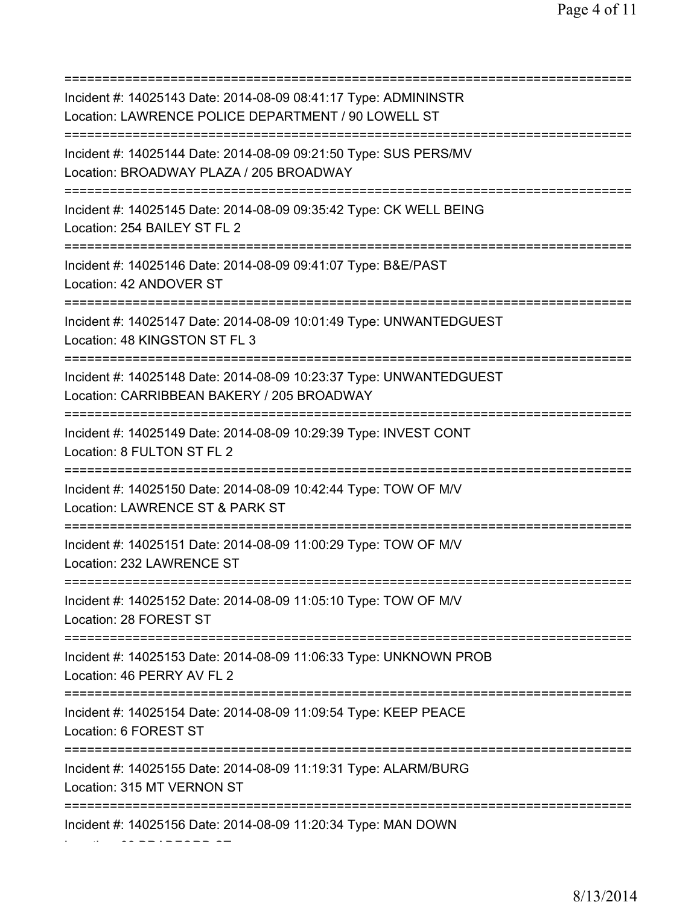===========================================================================
Incident #: 14025143 Date: 2014-08-09 08:41:17 Type: ADMININSTR
Location: LAWRENCE POLICE DEPARTMENT / 90 LOWELL ST
===========================================================================
Incident #: 14025144 Date: 2014-08-09 09:21:50 Type: SUS PERS/MV
Location: BROADWAY PLAZA / 205 BROADWAY
===========================================================================
Incident #: 14025145 Date: 2014-08-09 09:35:42 Type: CK WELL BEING
Location: 254 BAILEY ST FL 2
===========================================================================
Incident #: 14025146 Date: 2014-08-09 09:41:07 Type: B&E/PAST
Location: 42 ANDOVER ST
===========================================================================
Incident #: 14025147 Date: 2014-08-09 10:01:49 Type: UNWANTEDGUEST
Location: 48 KINGSTON ST FL 3
===========================================================================
Incident #: 14025148 Date: 2014-08-09 10:23:37 Type: UNWANTEDGUEST
Location: CARRIBBEAN BAKERY / 205 BROADWAY
===========================================================================
Incident #: 14025149 Date: 2014-08-09 10:29:39 Type: INVEST CONT
Location: 8 FULTON ST FL 2
===========================================================================
Incident #: 14025150 Date: 2014-08-09 10:42:44 Type: TOW OF M/V
Location: LAWRENCE ST & PARK ST
===========================================================================
Incident #: 14025151 Date: 2014-08-09 11:00:29 Type: TOW OF M/V
Location: 232 LAWRENCE ST
===========================================================================
Incident #: 14025152 Date: 2014-08-09 11:05:10 Type: TOW OF M/V
Location: 28 FOREST ST
===========================================================================
Incident #: 14025153 Date: 2014-08-09 11:06:33 Type: UNKNOWN PROB
Location: 46 PERRY AV FL 2
===========================================================================
Incident #: 14025154 Date: 2014-08-09 11:09:54 Type: KEEP PEACE
Location: 6 FOREST ST
===========================================================================
Incident #: 14025155 Date: 2014-08-09 11:19:31 Type: ALARM/BURG
Location: 315 MT VERNON ST
===========================================================================
Incident #: 14025156 Date: 2014-08-09 11:20:34 Type: MAN DOWN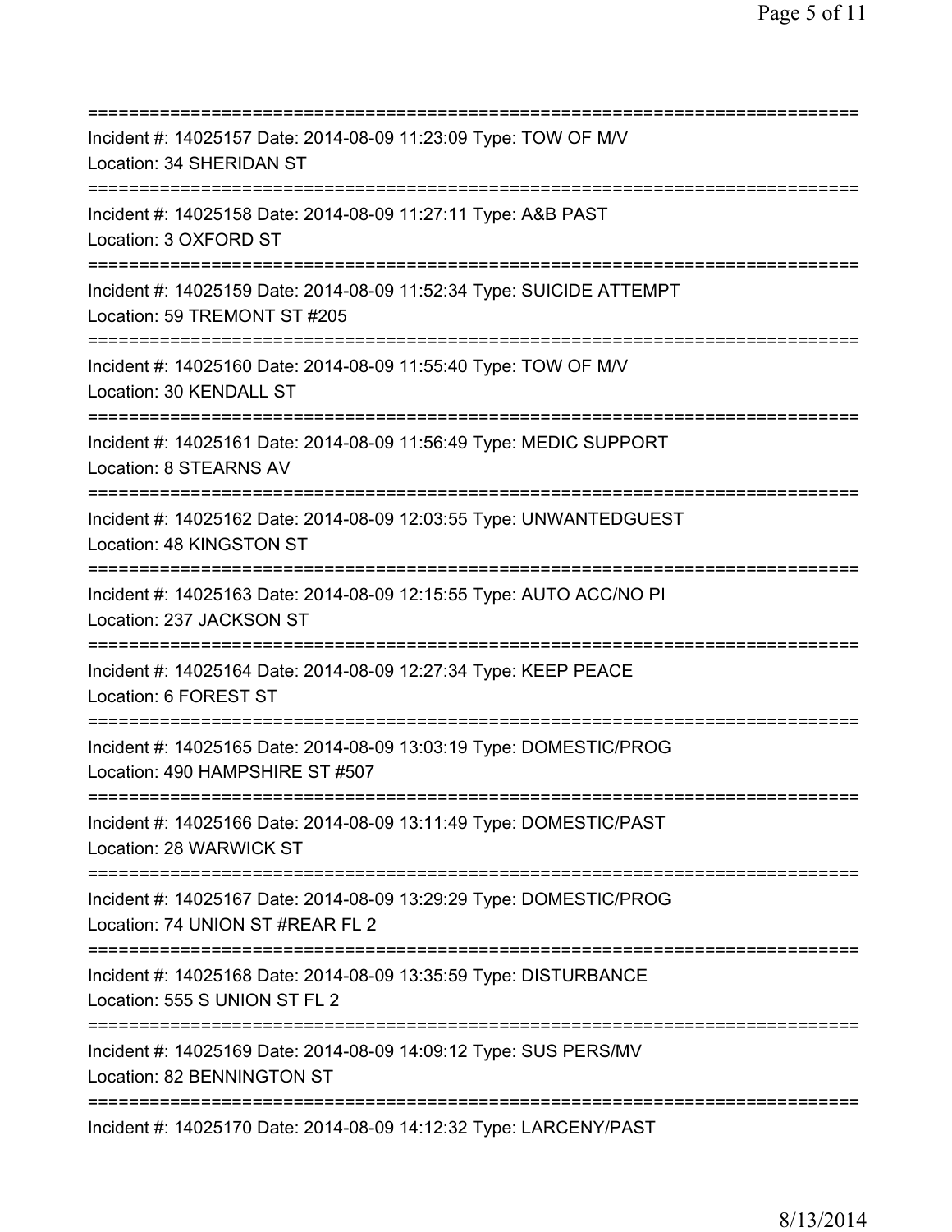==============================================================================
Incident #: 14025157 Date: 2014-08-09 11:23:09 Type: TOW OF M/V
Location: 34 SHERIDAN ST
==============================================================================
Incident #: 14025158 Date: 2014-08-09 11:27:11 Type: A&B PAST
Location: 3 OXFORD ST
==============================================================================
Incident #: 14025159 Date: 2014-08-09 11:52:34 Type: SUICIDE ATTEMPT
Location: 59 TREMONT ST #205
==============================================================================
Incident #: 14025160 Date: 2014-08-09 11:55:40 Type: TOW OF M/V
Location: 30 KENDALL ST
==============================================================================
Incident #: 14025161 Date: 2014-08-09 11:56:49 Type: MEDIC SUPPORT
Location: 8 STEARNS AV
==============================================================================
Incident #: 14025162 Date: 2014-08-09 12:03:55 Type: UNWANTEDGUEST
Location: 48 KINGSTON ST
==============================================================================
Incident #: 14025163 Date: 2014-08-09 12:15:55 Type: AUTO ACC/NO PI
Location: 237 JACKSON ST
==============================================================================
Incident #: 14025164 Date: 2014-08-09 12:27:34 Type: KEEP PEACE
Location: 6 FOREST ST
==============================================================================
Incident #: 14025165 Date: 2014-08-09 13:03:19 Type: DOMESTIC/PROG
Location: 490 HAMPSHIRE ST #507
==============================================================================
Incident #: 14025166 Date: 2014-08-09 13:11:49 Type: DOMESTIC/PAST
Location: 28 WARWICK ST
==============================================================================
Incident #: 14025167 Date: 2014-08-09 13:29:29 Type: DOMESTIC/PROG
Location: 74 UNION ST #REAR FL 2
==============================================================================
Incident #: 14025168 Date: 2014-08-09 13:35:59 Type: DISTURBANCE
Location: 555 S UNION ST FL 2
==============================================================================
Incident #: 14025169 Date: 2014-08-09 14:09:12 Type: SUS PERS/MV
Location: 82 BENNINGTON ST
==============================================================================
Incident #: 14025170 Date: 2014-08-09 14:12:32 Type: LARCENY/PAST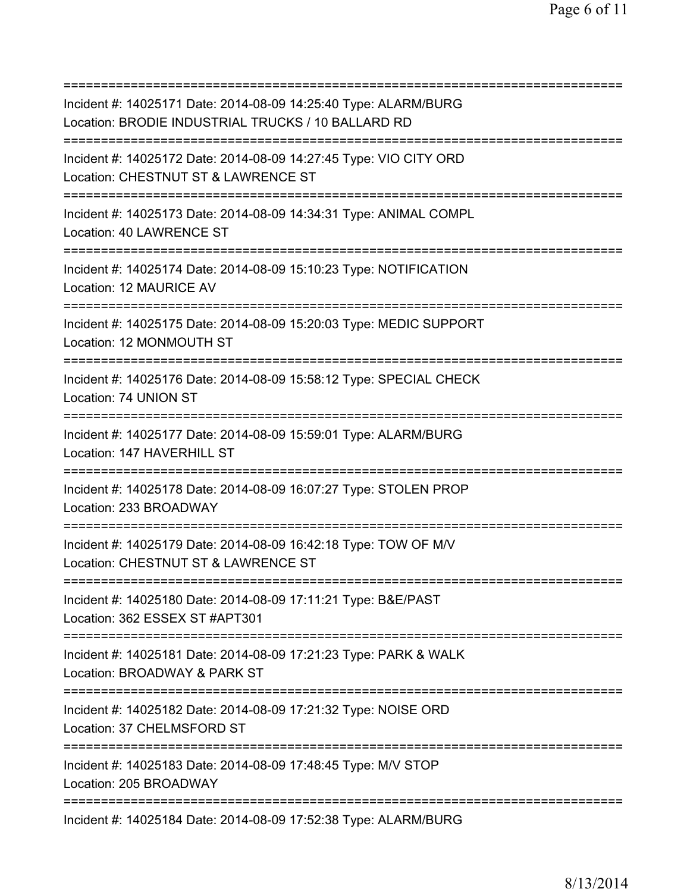===========================================================================
Incident #: 14025171 Date: 2014-08-09 14:25:40 Type: ALARM/BURG
Location: BRODIE INDUSTRIAL TRUCKS / 10 BALLARD RD
===========================================================================
Incident #: 14025172 Date: 2014-08-09 14:27:45 Type: VIO CITY ORD
Location: CHESTNUT ST & LAWRENCE ST
===========================================================================
Incident #: 14025173 Date: 2014-08-09 14:34:31 Type: ANIMAL COMPL
Location: 40 LAWRENCE ST
===========================================================================
Incident #: 14025174 Date: 2014-08-09 15:10:23 Type: NOTIFICATION
Location: 12 MAURICE AV
===========================================================================
Incident #: 14025175 Date: 2014-08-09 15:20:03 Type: MEDIC SUPPORT
Location: 12 MONMOUTH ST
===========================================================================
Incident #: 14025176 Date: 2014-08-09 15:58:12 Type: SPECIAL CHECK
Location: 74 UNION ST
===========================================================================
Incident #: 14025177 Date: 2014-08-09 15:59:01 Type: ALARM/BURG
Location: 147 HAVERHILL ST
===========================================================================
Incident #: 14025178 Date: 2014-08-09 16:07:27 Type: STOLEN PROP
Location: 233 BROADWAY
===========================================================================
Incident #: 14025179 Date: 2014-08-09 16:42:18 Type: TOW OF M/V
Location: CHESTNUT ST & LAWRENCE ST
===========================================================================
Incident #: 14025180 Date: 2014-08-09 17:11:21 Type: B&E/PAST
Location: 362 ESSEX ST #APT301
===========================================================================
Incident #: 14025181 Date: 2014-08-09 17:21:23 Type: PARK & WALK
Location: BROADWAY & PARK ST
===========================================================================
Incident #: 14025182 Date: 2014-08-09 17:21:32 Type: NOISE ORD
Location: 37 CHELMSFORD ST
===========================================================================
Incident #: 14025183 Date: 2014-08-09 17:48:45 Type: M/V STOP
Location: 205 BROADWAY
===========================================================================
Incident #: 14025184 Date: 2014-08-09 17:52:38 Type: ALARM/BURG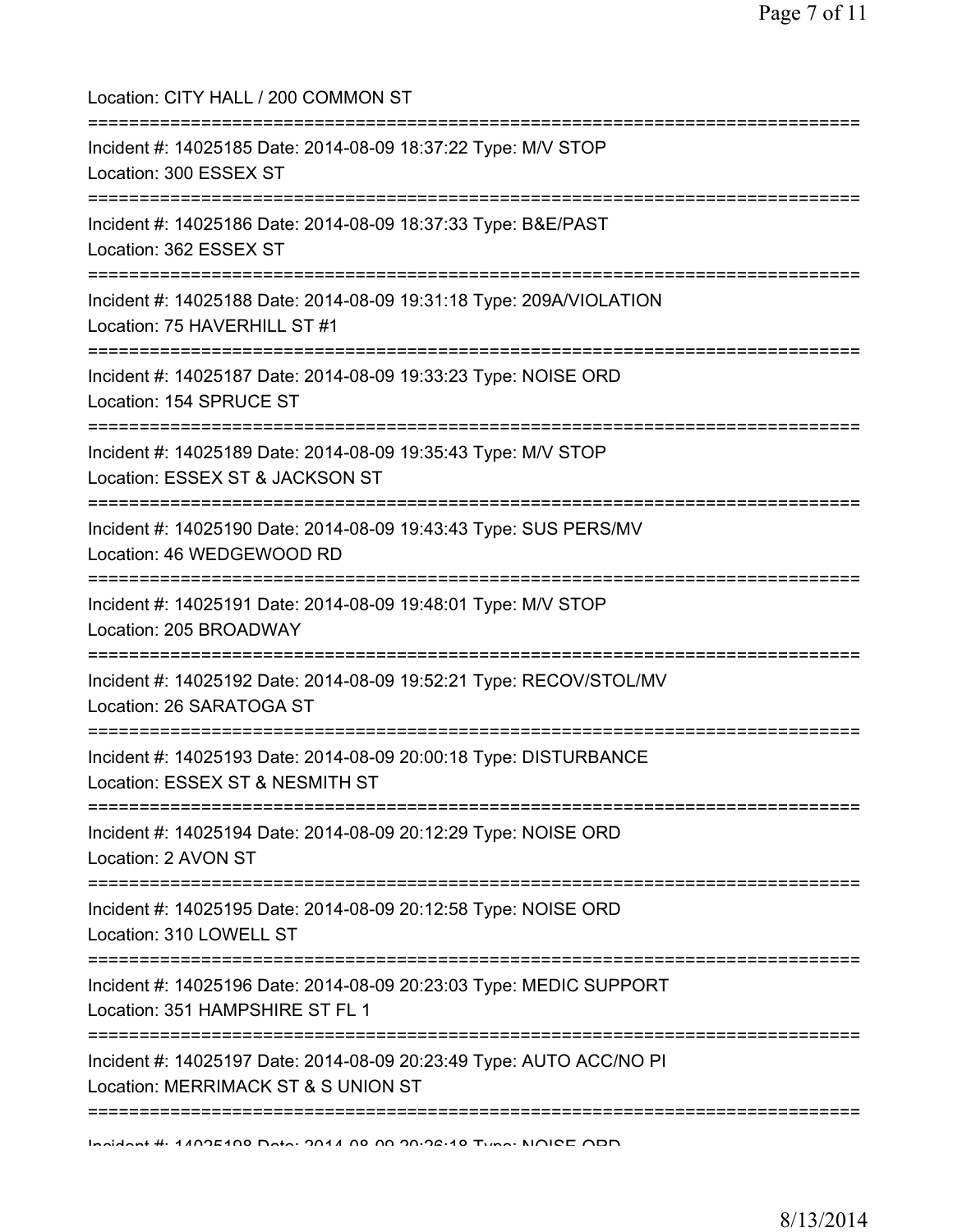Location: CITY HALL / 200 COMMON ST

===========================================================================

Incident #: 14025185 Date: 2014-08-09 18:37:22 Type: M/V STOP
Location: 300 ESSEX ST

===========================================================================

Incident #: 14025186 Date: 2014-08-09 18:37:33 Type: B&E/PAST
Location: 362 ESSEX ST

===========================================================================

Incident #: 14025188 Date: 2014-08-09 19:31:18 Type: 209A/VIOLATION
Location: 75 HAVERHILL ST #1

===========================================================================

Incident #: 14025187 Date: 2014-08-09 19:33:23 Type: NOISE ORD
Location: 154 SPRUCE ST

===========================================================================

Incident #: 14025189 Date: 2014-08-09 19:35:43 Type: M/V STOP
Location: ESSEX ST & JACKSON ST

===========================================================================

Incident #: 14025190 Date: 2014-08-09 19:43:43 Type: SUS PERS/MV
Location: 46 WEDGEWOOD RD

===========================================================================

Incident #: 14025191 Date: 2014-08-09 19:48:01 Type: M/V STOP
Location: 205 BROADWAY

===========================================================================

Incident #: 14025192 Date: 2014-08-09 19:52:21 Type: RECOV/STOL/MV
Location: 26 SARATOGA ST

===========================================================================

Incident #: 14025193 Date: 2014-08-09 20:00:18 Type: DISTURBANCE
Location: ESSEX ST & NESMITH ST

===========================================================================

Incident #: 14025194 Date: 2014-08-09 20:12:29 Type: NOISE ORD
Location: 2 AVON ST

===========================================================================

Incident #: 14025195 Date: 2014-08-09 20:12:58 Type: NOISE ORD
Location: 310 LOWELL ST

===========================================================================

Incident #: 14025196 Date: 2014-08-09 20:23:03 Type: MEDIC SUPPORT
Location: 351 HAMPSHIRE ST FL 1

===========================================================================

Incident #: 14025197 Date: 2014-08-09 20:23:49 Type: AUTO ACC/NO PI
Location: MERRIMACK ST & S UNION ST

===========================================================================

Incident #: 14025198 Date: 2014-08-09 20:26:18 Type: NOISE ORD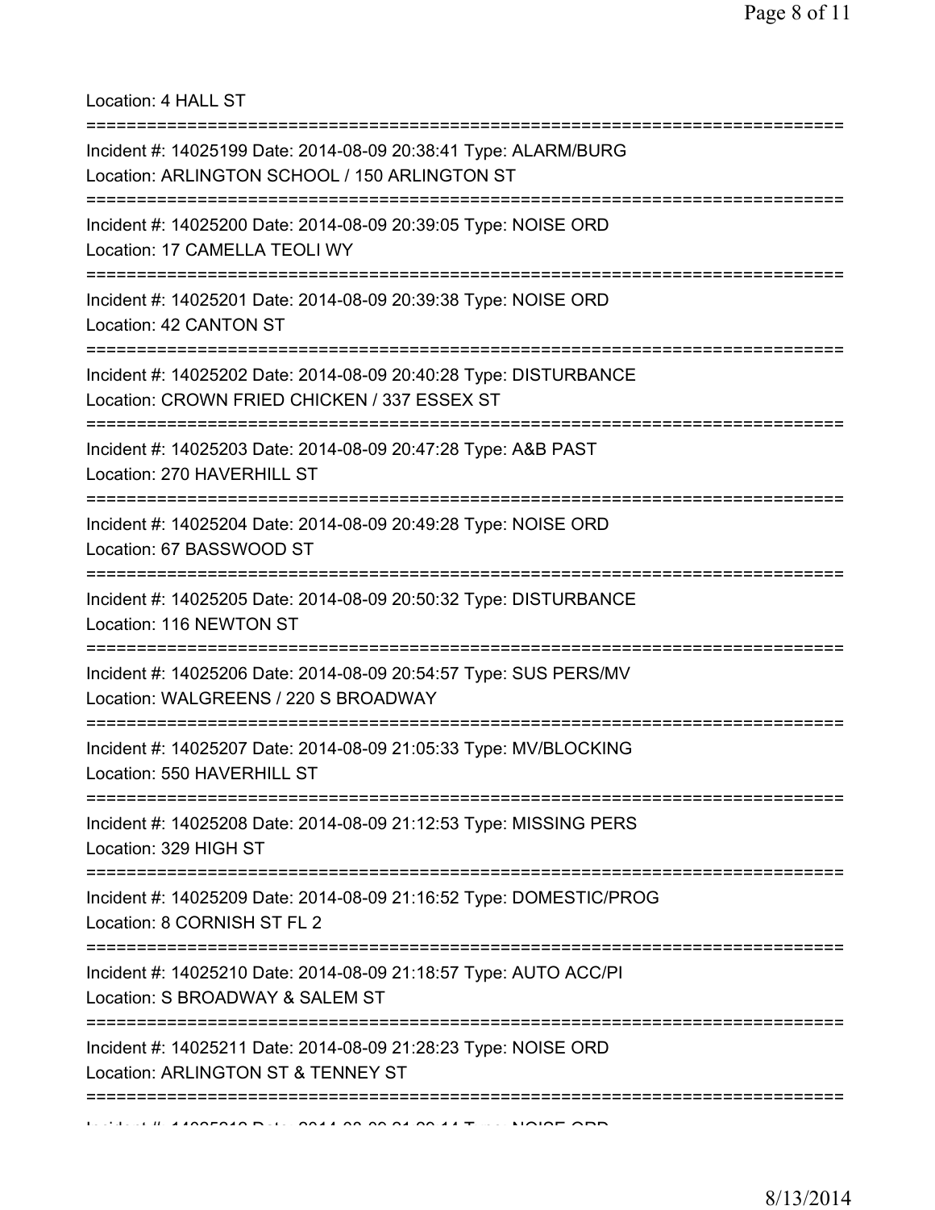Location: 4 HALL ST

===========================================================================

Incident #: 14025199 Date: 2014-08-09 20:38:41 Type: ALARM/BURG
Location: ARLINGTON SCHOOL / 150 ARLINGTON ST

===========================================================================

Incident #: 14025200 Date: 2014-08-09 20:39:05 Type: NOISE ORD
Location: 17 CAMELLA TEOLI WY

===========================================================================

Incident #: 14025201 Date: 2014-08-09 20:39:38 Type: NOISE ORD
Location: 42 CANTON ST

===========================================================================

Incident #: 14025202 Date: 2014-08-09 20:40:28 Type: DISTURBANCE
Location: CROWN FRIED CHICKEN / 337 ESSEX ST

===========================================================================

Incident #: 14025203 Date: 2014-08-09 20:47:28 Type: A&B PAST
Location: 270 HAVERHILL ST

===========================================================================

Incident #: 14025204 Date: 2014-08-09 20:49:28 Type: NOISE ORD
Location: 67 BASSWOOD ST

===========================================================================

Incident #: 14025205 Date: 2014-08-09 20:50:32 Type: DISTURBANCE
Location: 116 NEWTON ST

===========================================================================

Incident #: 14025206 Date: 2014-08-09 20:54:57 Type: SUS PERS/MV
Location: WALGREENS / 220 S BROADWAY

===========================================================================

Incident #: 14025207 Date: 2014-08-09 21:05:33 Type: MV/BLOCKING
Location: 550 HAVERHILL ST

===========================================================================

Incident #: 14025208 Date: 2014-08-09 21:12:53 Type: MISSING PERS
Location: 329 HIGH ST

===========================================================================

Incident #: 14025209 Date: 2014-08-09 21:16:52 Type: DOMESTIC/PROG
Location: 8 CORNISH ST FL 2

===========================================================================

Incident #: 14025210 Date: 2014-08-09 21:18:57 Type: AUTO ACC/PI
Location: S BROADWAY & SALEM ST

===========================================================================

Incident #: 14025211 Date: 2014-08-09 21:28:23 Type: NOISE ORD
Location: ARLINGTON ST & TENNEY ST

===========================================================================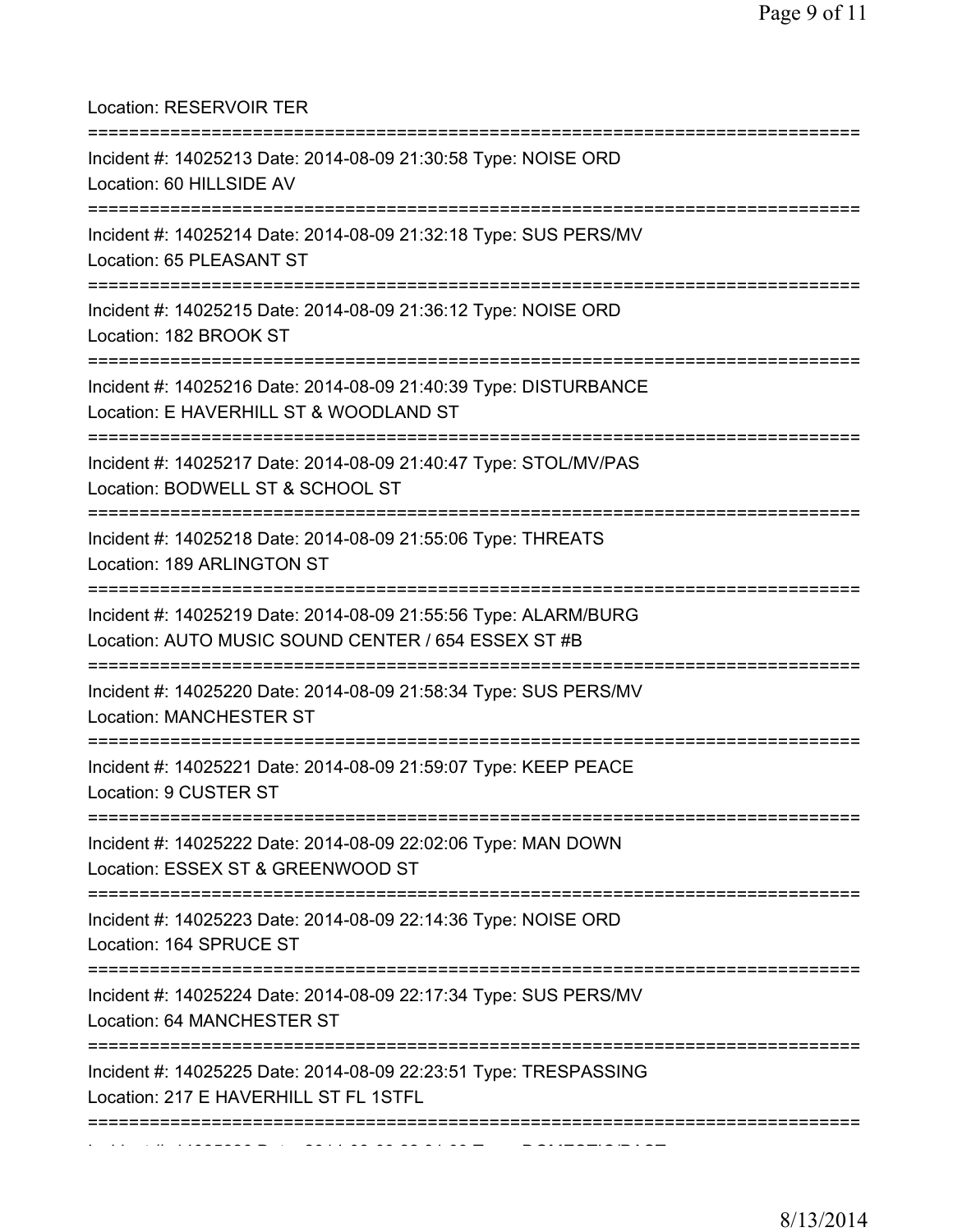Location: RESERVOIR TER

===========================================================================

Incident #: 14025213 Date: 2014-08-09 21:30:58 Type: NOISE ORD
Location: 60 HILLSIDE AV

===========================================================================

Incident #: 14025214 Date: 2014-08-09 21:32:18 Type: SUS PERS/MV
Location: 65 PLEASANT ST

===========================================================================

Incident #: 14025215 Date: 2014-08-09 21:36:12 Type: NOISE ORD
Location: 182 BROOK ST

===========================================================================

Incident #: 14025216 Date: 2014-08-09 21:40:39 Type: DISTURBANCE
Location: E HAVERHILL ST & WOODLAND ST

===========================================================================

Incident #: 14025217 Date: 2014-08-09 21:40:47 Type: STOL/MV/PAS
Location: BODWELL ST & SCHOOL ST

===========================================================================

Incident #: 14025218 Date: 2014-08-09 21:55:06 Type: THREATS
Location: 189 ARLINGTON ST

===========================================================================

Incident #: 14025219 Date: 2014-08-09 21:55:56 Type: ALARM/BURG
Location: AUTO MUSIC SOUND CENTER / 654 ESSEX ST #B

===========================================================================

Incident #: 14025220 Date: 2014-08-09 21:58:34 Type: SUS PERS/MV
Location: MANCHESTER ST

===========================================================================

Incident #: 14025221 Date: 2014-08-09 21:59:07 Type: KEEP PEACE
Location: 9 CUSTER ST

===========================================================================

Incident #: 14025222 Date: 2014-08-09 22:02:06 Type: MAN DOWN
Location: ESSEX ST & GREENWOOD ST

===========================================================================

Incident #: 14025223 Date: 2014-08-09 22:14:36 Type: NOISE ORD
Location: 164 SPRUCE ST

===========================================================================

Incident #: 14025224 Date: 2014-08-09 22:17:34 Type: SUS PERS/MV
Location: 64 MANCHESTER ST

===========================================================================

Incident #: 14025225 Date: 2014-08-09 22:23:51 Type: TRESPASSING
Location: 217 E HAVERHILL ST FL 1STFL

===========================================================================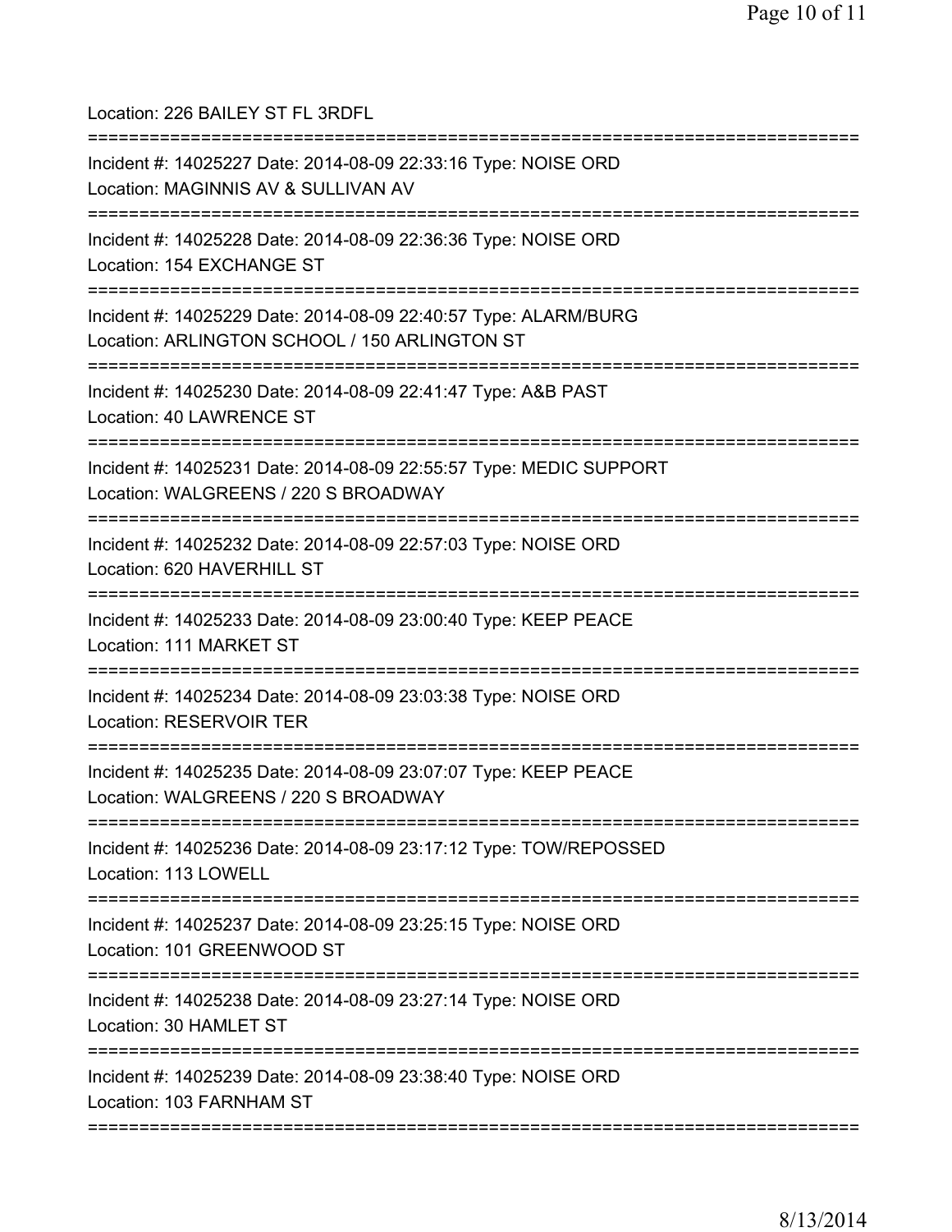Location: 226 BAILEY ST FL 3RDFL

===========================================================================

Incident #: 14025227 Date: 2014-08-09 22:33:16 Type: NOISE ORD
Location: MAGINNIS AV & SULLIVAN AV

===========================================================================

Incident #: 14025228 Date: 2014-08-09 22:36:36 Type: NOISE ORD
Location: 154 EXCHANGE ST

===========================================================================

Incident #: 14025229 Date: 2014-08-09 22:40:57 Type: ALARM/BURG
Location: ARLINGTON SCHOOL / 150 ARLINGTON ST

===========================================================================

Incident #: 14025230 Date: 2014-08-09 22:41:47 Type: A&B PAST
Location: 40 LAWRENCE ST

===========================================================================

Incident #: 14025231 Date: 2014-08-09 22:55:57 Type: MEDIC SUPPORT
Location: WALGREENS / 220 S BROADWAY

===========================================================================

Incident #: 14025232 Date: 2014-08-09 22:57:03 Type: NOISE ORD
Location: 620 HAVERHILL ST

===========================================================================

Incident #: 14025233 Date: 2014-08-09 23:00:40 Type: KEEP PEACE
Location: 111 MARKET ST

===========================================================================

Incident #: 14025234 Date: 2014-08-09 23:03:38 Type: NOISE ORD
Location: RESERVOIR TER

===========================================================================

Incident #: 14025235 Date: 2014-08-09 23:07:07 Type: KEEP PEACE
Location: WALGREENS / 220 S BROADWAY

===========================================================================

Incident #: 14025236 Date: 2014-08-09 23:17:12 Type: TOW/REPOSSED
Location: 113 LOWELL

===========================================================================

Incident #: 14025237 Date: 2014-08-09 23:25:15 Type: NOISE ORD
Location: 101 GREENWOOD ST

===========================================================================

Incident #: 14025238 Date: 2014-08-09 23:27:14 Type: NOISE ORD
Location: 30 HAMLET ST

===========================================================================

Incident #: 14025239 Date: 2014-08-09 23:38:40 Type: NOISE ORD
Location: 103 FARNHAM ST

===========================================================================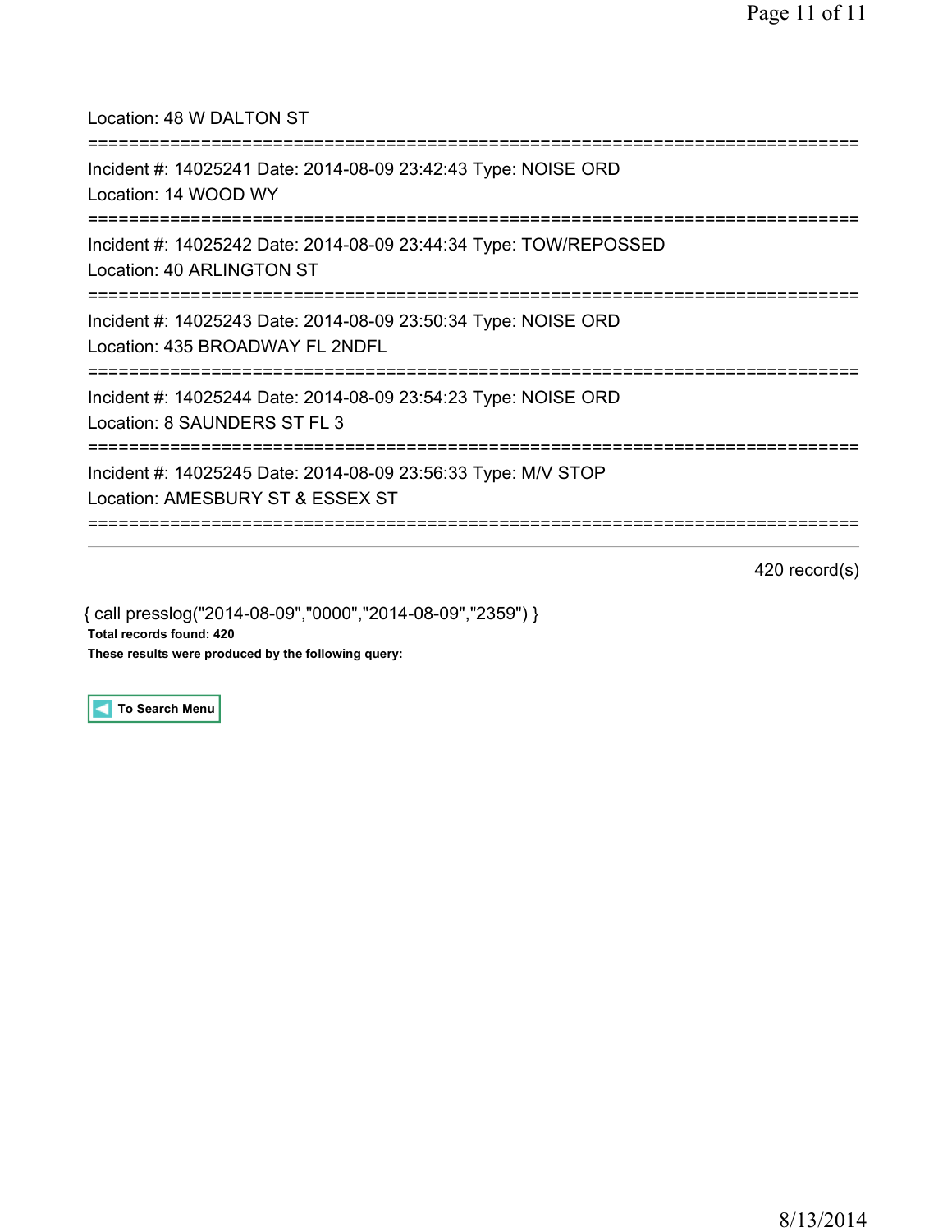Location: 48 W DALTON ST

===========================================================================

Incident #: 14025241 Date: 2014-08-09 23:42:43 Type: NOISE ORD

Location: 14 WOOD WY

===========================================================================

Incident #: 14025242 Date: 2014-08-09 23:44:34 Type: TOW/REPOSSED

Location: 40 ARLINGTON ST

===========================================================================

Incident #: 14025243 Date: 2014-08-09 23:50:34 Type: NOISE ORD

Location: 435 BROADWAY FL 2NDFL

===========================================================================

Incident #: 14025244 Date: 2014-08-09 23:54:23 Type: NOISE ORD

Location: 8 SAUNDERS ST FL 3

===========================================================================

Incident #: 14025245 Date: 2014-08-09 23:56:33 Type: M/V STOP

Location: AMESBURY ST & ESSEX ST

===========================================================================

420 record(s)

{ call presslog("2014-08-09","0000","2014-08-09","2359") }

**Total records found: 420**

**These results were produced by the following query:**

**To Search Menu**